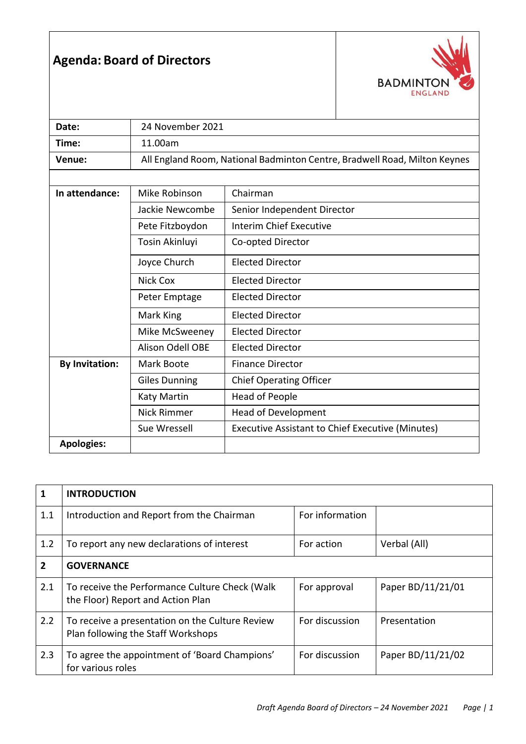# Agenda: Board of Directors

| | |
|---|---|
| **Date:** | 24 November 2021 |
| **Time:** | 11.00am |
| **Venue:** | All England Room, National Badminton Centre, Bradwell Road, Milton Keynes |

| | | |
|---|---|---|
| **In attendance:** | Mike Robinson | Chairman |
| | Jackie Newcombe | Senior Independent Director |
| | Pete Fitzboydon | Interim Chief Executive |
| | Tosin Akinluyi | Co-opted Director |
| | Joyce Church | Elected Director |
| | Nick Cox | Elected Director |
| | Peter Emptage | Elected Director |
| | Mark King | Elected Director |
| | Mike McSweeney | Elected Director |
| | Alison Odell OBE | Elected Director |
| **By Invitation:** | Mark Boote | Finance Director |
| | Giles Dunning | Chief Operating Officer |
| | Katy Martin | Head of People |
| | Nick Rimmer | Head of Development |
| | Sue Wressell | Executive Assistant to Chief Executive (Minutes) |
| **Apologies:** | | |

| | | | |
|---|---|---|---|
| **1** | **INTRODUCTION** | | |
| 1.1 | Introduction and Report from the Chairman | For information | |
| 1.2 | To report any new declarations of interest | For action | Verbal (All) |
| **2** | **GOVERNANCE** | | |
| 2.1 | To receive the Performance Culture Check (Walk the Floor) Report and Action Plan | For approval | Paper BD/11/21/01 |
| 2.2 | To receive a presentation on the Culture Review Plan following the Staff Workshops | For discussion | Presentation |
| 2.3 | To agree the appointment of 'Board Champions' for various roles | For discussion | Paper BD/11/21/02 |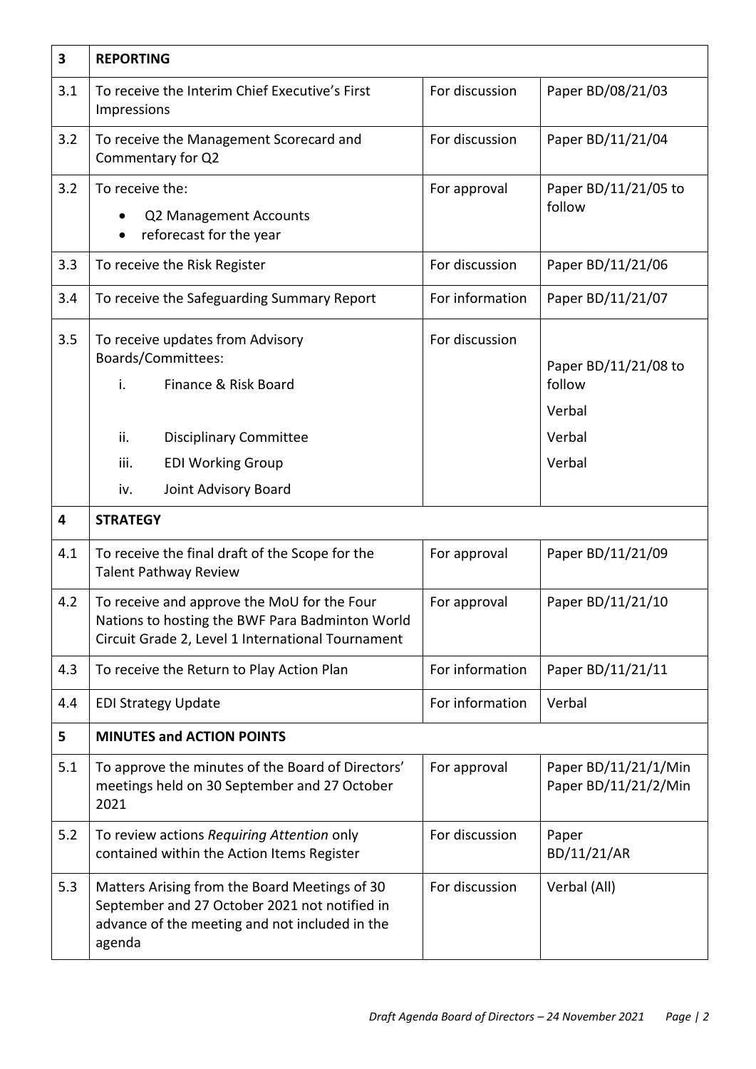| 3 | **REPORTING** | | |
|---|---|---|---|
| 3.1 | To receive the Interim Chief Executive's First Impressions | For discussion | Paper BD/08/21/03 |
| 3.2 | To receive the Management Scorecard and Commentary for Q2 | For discussion | Paper BD/11/21/04 |
| 3.2 | To receive the:<br>• Q2 Management Accounts<br>• reforecast for the year | For approval | Paper BD/11/21/05 to follow |
| 3.3 | To receive the Risk Register | For discussion | Paper BD/11/21/06 |
| 3.4 | To receive the Safeguarding Summary Report | For information | Paper BD/11/21/07 |
| 3.5 | To receive updates from Advisory Boards/Committees:<br>i. Finance & Risk Board<br>ii. Disciplinary Committee<br>iii. EDI Working Group<br>iv. Joint Advisory Board | For discussion | Paper BD/11/21/08 to follow<br>Verbal<br>Verbal<br>Verbal |
| **4** | **STRATEGY** | | |
| 4.1 | To receive the final draft of the Scope for the Talent Pathway Review | For approval | Paper BD/11/21/09 |
| 4.2 | To receive and approve the MoU for the Four Nations for hosting the BWF Para Badminton World Circuit Grade 2, Level 1 International Tournament | For approval | Paper BD/11/21/10 |
| 4.3 | To receive the Return to Play Action Plan | For information | Paper BD/11/21/11 |
| 4.4 | EDI Strategy Update | For information | Verbal |
| **5** | **MINUTES and ACTION POINTS** | | |
| 5.1 | To approve the minutes of the Board of Directors' meetings held on 30 September and 27 October 2021 | For approval | Paper BD/11/21/1/Min<br>Paper BD/11/21/2/Min |
| 5.2 | To review actions *Requiring Attention* only contained within the Action Items Register | For discussion | Paper BD/11/21/AR |
| 5.3 | Matters Arising from the Board Meetings of 30 September and 27 October 2021 not notified in advance of the meeting and not included in the agenda | For discussion | Verbal (All) |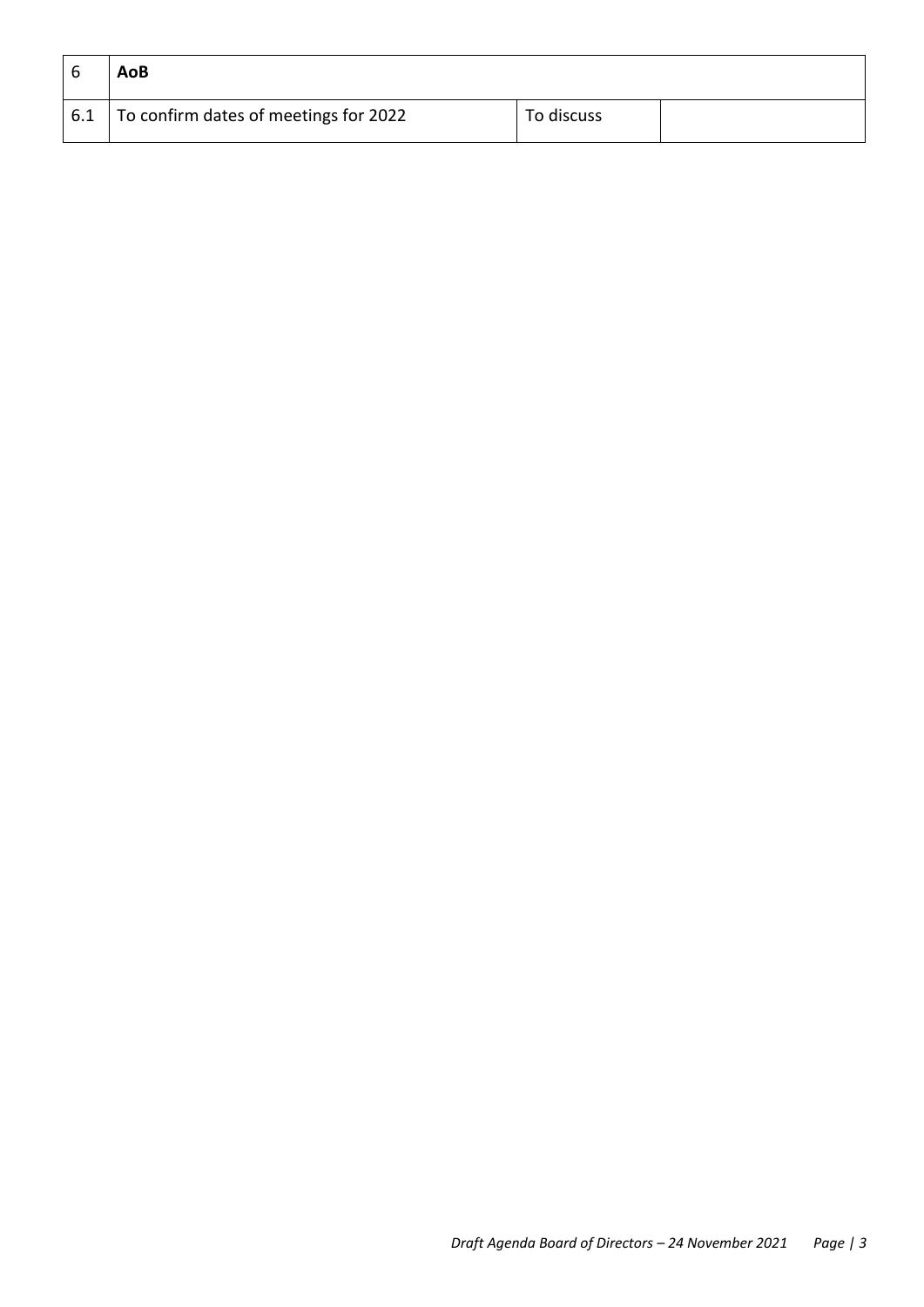| | | | |
|---|---|---|---|
| 6 | **AoB** | | |
| 6.1 | To confirm dates of meetings for 2022 | To discuss | |